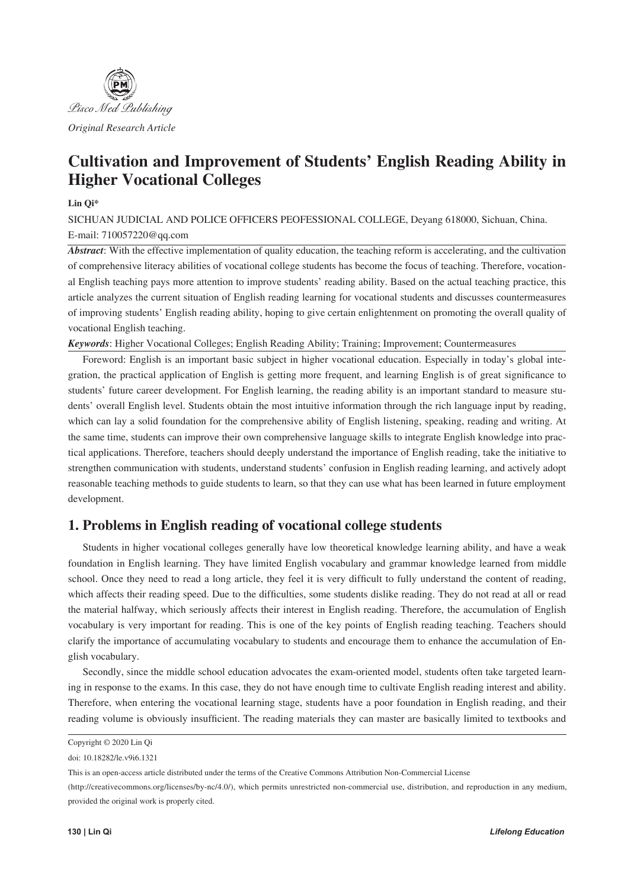*Original Research Article*

# Cultivation and Improvement of Students' English Reading Ability in Higher Vocational Colleges

**Lin Qi***

SICHUAN JUDICIAL AND POLICE OFFICERS PEOFESSIONAL COLLEGE, Deyang 618000, Sichuan, China.
E-mail: 710057220@qq.com

***Abstract***: With the effective implementation of quality education, the teaching reform is accelerating, and the cultivation of comprehensive literacy abilities of vocational college students has become the focus of teaching. Therefore, vocational English teaching pays more attention to improve students' reading ability. Based on the actual teaching practice, this article analyzes the current situation of English reading learning for vocational students and discusses countermeasures of improving students' English reading ability, hoping to give certain enlightenment on promoting the overall quality of vocational English teaching.

***Keywords***: Higher Vocational Colleges; English Reading Ability; Training; Improvement; Countermeasures

Foreword: English is an important basic subject in higher vocational education. Especially in today's global integration, the practical application of English is getting more frequent, and learning English is of great significance to students' future career development. For English learning, the reading ability is an important standard to measure students' overall English level. Students obtain the most intuitive information through the rich language input by reading, which can lay a solid foundation for the comprehensive ability of English listening, speaking, reading and writing. At the same time, students can improve their own comprehensive language skills to integrate English knowledge into practical applications. Therefore, teachers should deeply understand the importance of English reading, take the initiative to strengthen communication with students, understand students' confusion in English reading learning, and actively adopt reasonable teaching methods to guide students to learn, so that they can use what has been learned in future employment development.

## 1. Problems in English reading of vocational college students

Students in higher vocational colleges generally have low theoretical knowledge learning ability, and have a weak foundation in English learning. They have limited English vocabulary and grammar knowledge learned from middle school. Once they need to read a long article, they feel it is very difficult to fully understand the content of reading, which affects their reading speed. Due to the difficulties, some students dislike reading. They do not read at all or read the material halfway, which seriously affects their interest in English reading. Therefore, the accumulation of English vocabulary is very important for reading. This is one of the key points of English reading teaching. Teachers should clarify the importance of accumulating vocabulary to students and encourage them to enhance the accumulation of English vocabulary.

Secondly, since the middle school education advocates the exam-oriented model, students often take targeted learning in response to the exams. In this case, they do not have enough time to cultivate English reading interest and ability. Therefore, when entering the vocational learning stage, students have a poor foundation in English reading, and their reading volume is obviously insufficient. The reading materials they can master are basically limited to textbooks and

Copyright © 2020 Lin Qi

doi: 10.18282/le.v9i6.1321

This is an open-access article distributed under the terms of the Creative Commons Attribution Non-Commercial License (http://creativecommons.org/licenses/by-nc/4.0/), which permits unrestricted non-commercial use, distribution, and reproduction in any medium, provided the original work is properly cited.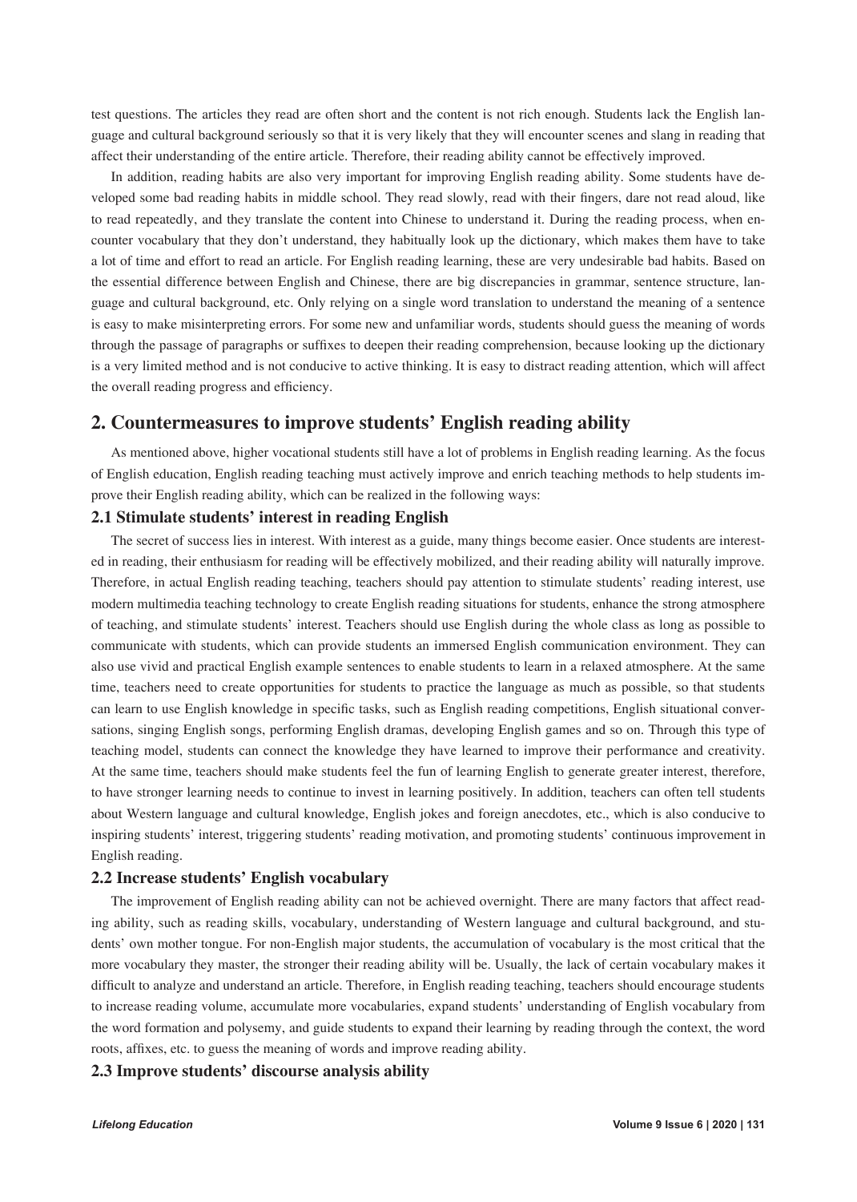test questions. The articles they read are often short and the content is not rich enough. Students lack the English language and cultural background seriously so that it is very likely that they will encounter scenes and slang in reading that affect their understanding of the entire article. Therefore, their reading ability cannot be effectively improved.

In addition, reading habits are also very important for improving English reading ability. Some students have developed some bad reading habits in middle school. They read slowly, read with their fingers, dare not read aloud, like to read repeatedly, and they translate the content into Chinese to understand it. During the reading process, when encounter vocabulary that they don't understand, they habitually look up the dictionary, which makes them have to take a lot of time and effort to read an article. For English reading learning, these are very undesirable bad habits. Based on the essential difference between English and Chinese, there are big discrepancies in grammar, sentence structure, language and cultural background, etc. Only relying on a single word translation to understand the meaning of a sentence is easy to make misinterpreting errors. For some new and unfamiliar words, students should guess the meaning of words through the passage of paragraphs or suffixes to deepen their reading comprehension, because looking up the dictionary is a very limited method and is not conducive to active thinking. It is easy to distract reading attention, which will affect the overall reading progress and efficiency.

## 2. Countermeasures to improve students' English reading ability

As mentioned above, higher vocational students still have a lot of problems in English reading learning. As the focus of English education, English reading teaching must actively improve and enrich teaching methods to help students improve their English reading ability, which can be realized in the following ways:

### 2.1 Stimulate students' interest in reading English

The secret of success lies in interest. With interest as a guide, many things become easier. Once students are interested in reading, their enthusiasm for reading will be effectively mobilized, and their reading ability will naturally improve. Therefore, in actual English reading teaching, teachers should pay attention to stimulate students' reading interest, use modern multimedia teaching technology to create English reading situations for students, enhance the strong atmosphere of teaching, and stimulate students' interest. Teachers should use English during the whole class as long as possible to communicate with students, which can provide students an immersed English communication environment. They can also use vivid and practical English example sentences to enable students to learn in a relaxed atmosphere. At the same time, teachers need to create opportunities for students to practice the language as much as possible, so that students can learn to use English knowledge in specific tasks, such as English reading competitions, English situational conversations, singing English songs, performing English dramas, developing English games and so on. Through this type of teaching model, students can connect the knowledge they have learned to improve their performance and creativity. At the same time, teachers should make students feel the fun of learning English to generate greater interest, therefore, to have stronger learning needs to continue to invest in learning positively. In addition, teachers can often tell students about Western language and cultural knowledge, English jokes and foreign anecdotes, etc., which is also conducive to inspiring students' interest, triggering students' reading motivation, and promoting students' continuous improvement in English reading.

### 2.2 Increase students' English vocabulary

The improvement of English reading ability can not be achieved overnight. There are many factors that affect reading ability, such as reading skills, vocabulary, understanding of Western language and cultural background, and students' own mother tongue. For non-English major students, the accumulation of vocabulary is the most critical that the more vocabulary they master, the stronger their reading ability will be. Usually, the lack of certain vocabulary makes it difficult to analyze and understand an article. Therefore, in English reading teaching, teachers should encourage students to increase reading volume, accumulate more vocabularies, expand students' understanding of English vocabulary from the word formation and polysemy, and guide students to expand their learning by reading through the context, the word roots, affixes, etc. to guess the meaning of words and improve reading ability.

### 2.3 Improve students' discourse analysis ability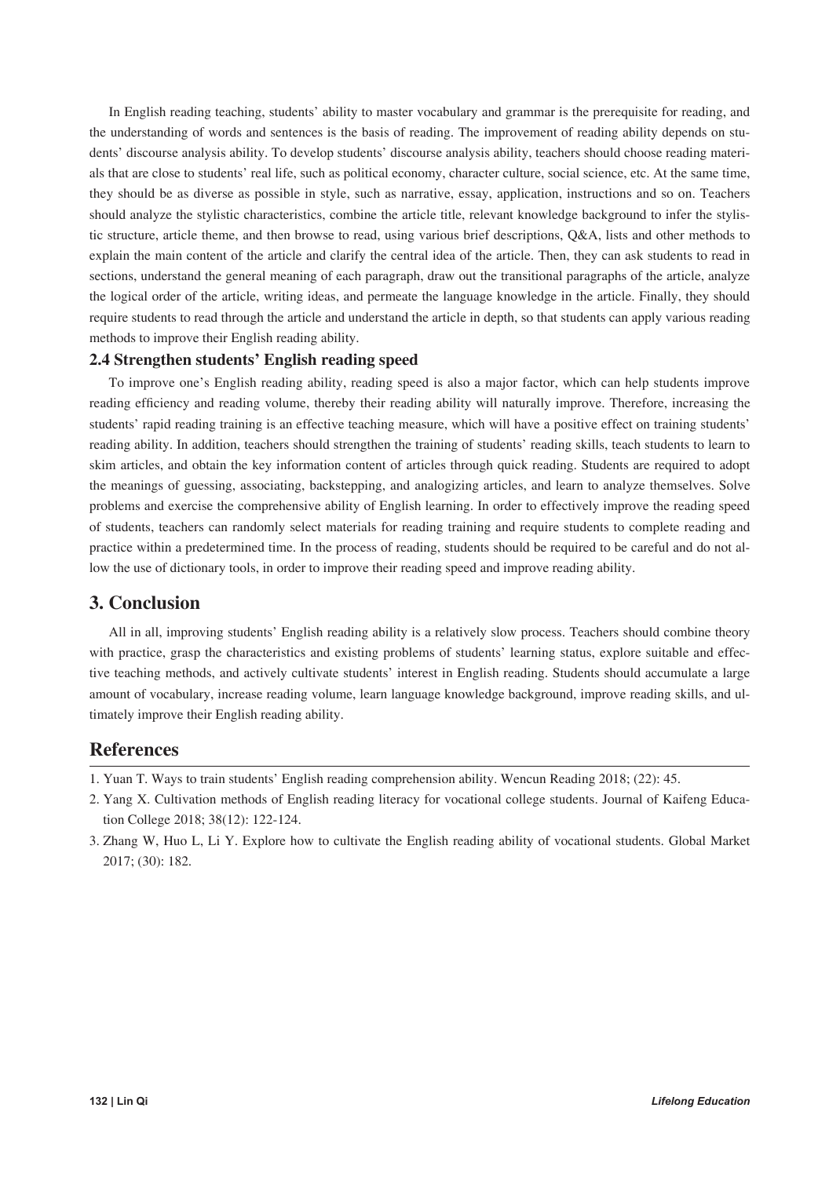In English reading teaching, students' ability to master vocabulary and grammar is the prerequisite for reading, and the understanding of words and sentences is the basis of reading. The improvement of reading ability depends on students' discourse analysis ability. To develop students' discourse analysis ability, teachers should choose reading materials that are close to students' real life, such as political economy, character culture, social science, etc. At the same time, they should be as diverse as possible in style, such as narrative, essay, application, instructions and so on. Teachers should analyze the stylistic characteristics, combine the article title, relevant knowledge background to infer the stylistic structure, article theme, and then browse to read, using various brief descriptions, Q&A, lists and other methods to explain the main content of the article and clarify the central idea of the article. Then, they can ask students to read in sections, understand the general meaning of each paragraph, draw out the transitional paragraphs of the article, analyze the logical order of the article, writing ideas, and permeate the language knowledge in the article. Finally, they should require students to read through the article and understand the article in depth, so that students can apply various reading methods to improve their English reading ability.

### 2.4 Strengthen students' English reading speed

To improve one's English reading ability, reading speed is also a major factor, which can help students improve reading efficiency and reading volume, thereby their reading ability will naturally improve. Therefore, increasing the students' rapid reading training is an effective teaching measure, which will have a positive effect on training students' reading ability. In addition, teachers should strengthen the training of students' reading skills, teach students to learn to skim articles, and obtain the key information content of articles through quick reading. Students are required to adopt the meanings of guessing, associating, backstepping, and analogizing articles, and learn to analyze themselves. Solve problems and exercise the comprehensive ability of English learning. In order to effectively improve the reading speed of students, teachers can randomly select materials for reading training and require students to complete reading and practice within a predetermined time. In the process of reading, students should be required to be careful and do not allow the use of dictionary tools, in order to improve their reading speed and improve reading ability.

## 3. Conclusion

All in all, improving students' English reading ability is a relatively slow process. Teachers should combine theory with practice, grasp the characteristics and existing problems of students' learning status, explore suitable and effective teaching methods, and actively cultivate students' interest in English reading. Students should accumulate a large amount of vocabulary, increase reading volume, learn language knowledge background, improve reading skills, and ultimately improve their English reading ability.

## References

1. Yuan T. Ways to train students' English reading comprehension ability. Wencun Reading 2018; (22): 45.
2. Yang X. Cultivation methods of English reading literacy for vocational college students. Journal of Kaifeng Education College 2018; 38(12): 122-124.
3. Zhang W, Huo L, Li Y. Explore how to cultivate the English reading ability of vocational students. Global Market 2017; (30): 182.